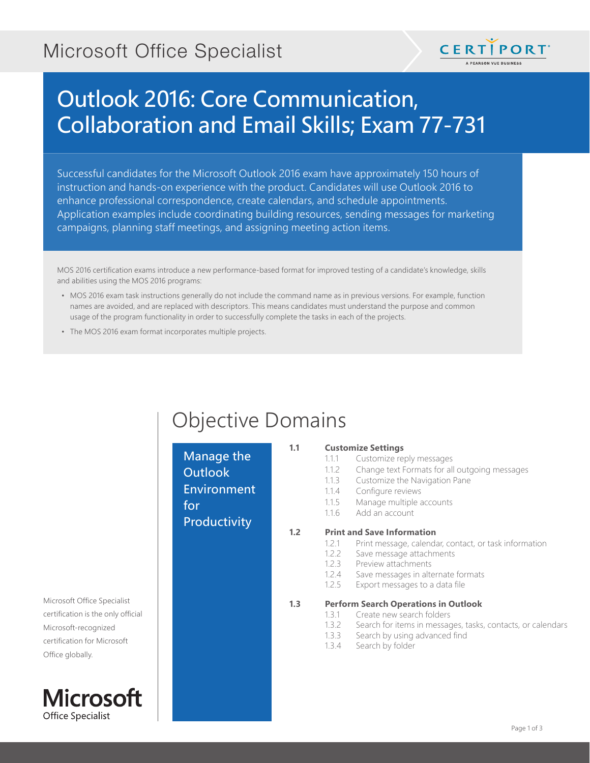Microsoft Office Specialist

CERTIPORT
A PEARSON VUE BUSINESS

# Outlook 2016: Core Communication, Collaboration and Email Skills; Exam 77-731

Successful candidates for the Microsoft Outlook 2016 exam have approximately 150 hours of instruction and hands-on experience with the product. Candidates will use Outlook 2016 to enhance professional correspondence, create calendars, and schedule appointments. Application examples include coordinating building resources, sending messages for marketing campaigns, planning staff meetings, and assigning meeting action items.

MOS 2016 certification exams introduce a new performance-based format for improved testing of a candidate's knowledge, skills and abilities using the MOS 2016 programs:

- MOS 2016 exam task instructions generally do not include the command name as in previous versions. For example, function names are avoided, and are replaced with descriptors. This means candidates must understand the purpose and common usage of the program functionality in order to successfully complete the tasks in each of the projects.
- The MOS 2016 exam format incorporates multiple projects.

## Objective Domains

### Manage the Outlook Environment for Productivity

**1.1 Customize Settings**
- 1.1.1 Customize reply messages
- 1.1.2 Change text Formats for all outgoing messages
- 1.1.3 Customize the Navigation Pane
- 1.1.4 Configure reviews
- 1.1.5 Manage multiple accounts
- 1.1.6 Add an account

**1.2 Print and Save Information**
- 1.2.1 Print message, calendar, contact, or task information
- 1.2.2 Save message attachments
- 1.2.3 Preview attachments
- 1.2.4 Save messages in alternate formats
- 1.2.5 Export messages to a data file

**1.3 Perform Search Operations in Outlook**
- 1.3.1 Create new search folders
- 1.3.2 Search for items in messages, tasks, contacts, or calendars
- 1.3.3 Search by using advanced find
- 1.3.4 Search by folder

Microsoft Office Specialist certification is the only official Microsoft-recognized certification for Microsoft Office globally.

Microsoft Office Specialist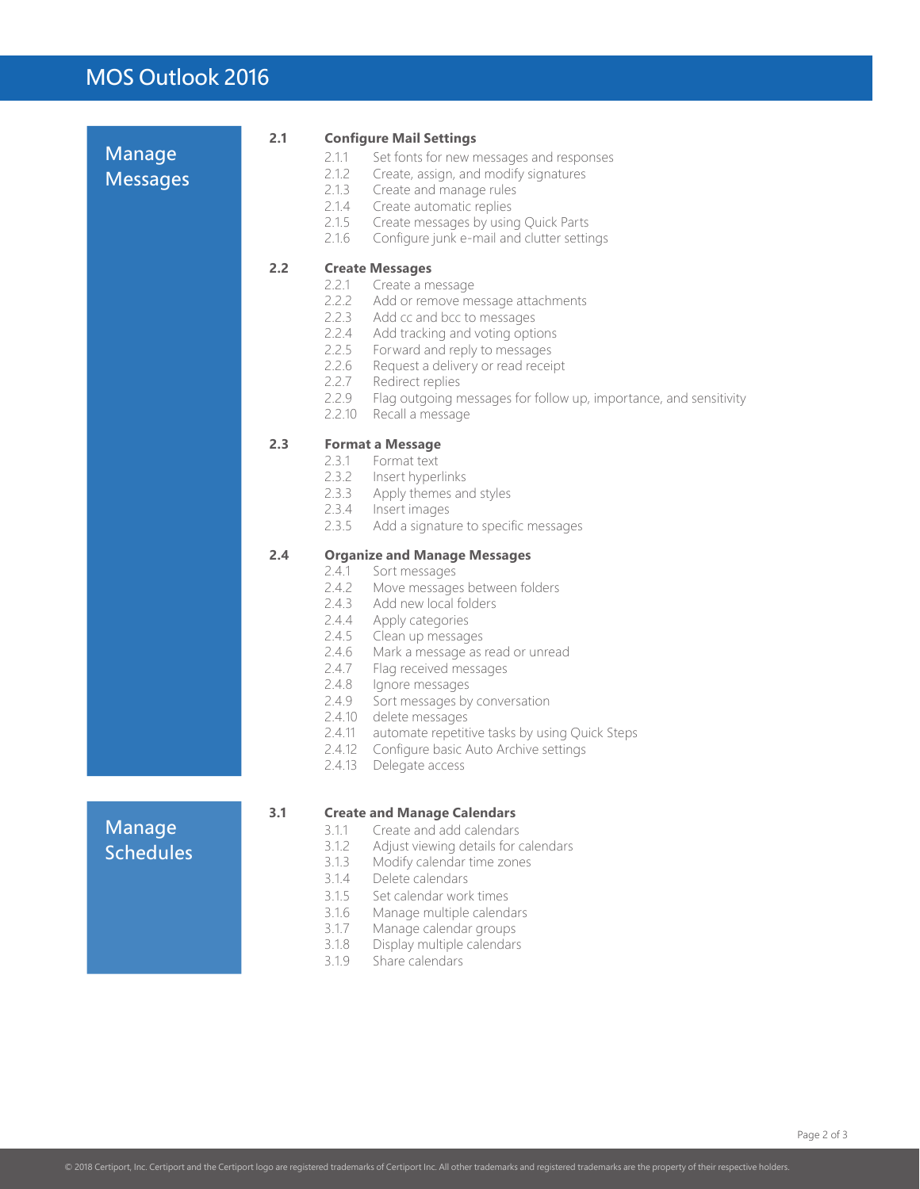# MOS Outlook 2016

## Manage Messages

### 2.1 Configure Mail Settings

- 2.1.1 Set fonts for new messages and responses
- 2.1.2 Create, assign, and modify signatures
- 2.1.3 Create and manage rules
- 2.1.4 Create automatic replies
- 2.1.5 Create messages by using Quick Parts
- 2.1.6 Configure junk e-mail and clutter settings

### 2.2 Create Messages

- 2.2.1 Create a message
- 2.2.2 Add or remove message attachments
- 2.2.3 Add cc and bcc to messages
- 2.2.4 Add tracking and voting options
- 2.2.5 Forward and reply to messages
- 2.2.6 Request a delivery or read receipt
- 2.2.7 Redirect replies
- 2.2.9 Flag outgoing messages for follow up, importance, and sensitivity
- 2.2.10 Recall a message

### 2.3 Format a Message

- 2.3.1 Format text
- 2.3.2 Insert hyperlinks
- 2.3.3 Apply themes and styles
- 2.3.4 Insert images
- 2.3.5 Add a signature to specific messages

### 2.4 Organize and Manage Messages

- 2.4.1 Sort messages
- 2.4.2 Move messages between folders
- 2.4.3 Add new local folders
- 2.4.4 Apply categories
- 2.4.5 Clean up messages
- 2.4.6 Mark a message as read or unread
- 2.4.7 Flag received messages
- 2.4.8 Ignore messages
- 2.4.9 Sort messages by conversation
- 2.4.10 delete messages
- 2.4.11 automate repetitive tasks by using Quick Steps
- 2.4.12 Configure basic Auto Archive settings
- 2.4.13 Delegate access

## Manage Schedules

### 3.1 Create and Manage Calendars

- 3.1.1 Create and add calendars
- 3.1.2 Adjust viewing details for calendars
- 3.1.3 Modify calendar time zones
- 3.1.4 Delete calendars
- 3.1.5 Set calendar work times
- 3.1.6 Manage multiple calendars
- 3.1.7 Manage calendar groups
- 3.1.8 Display multiple calendars
- 3.1.9 Share calendars

© 2018 Certiport, Inc. Certiport and the Certiport logo are registered trademarks of Certiport Inc. All other trademarks and registered trademarks are the property of their respective holders.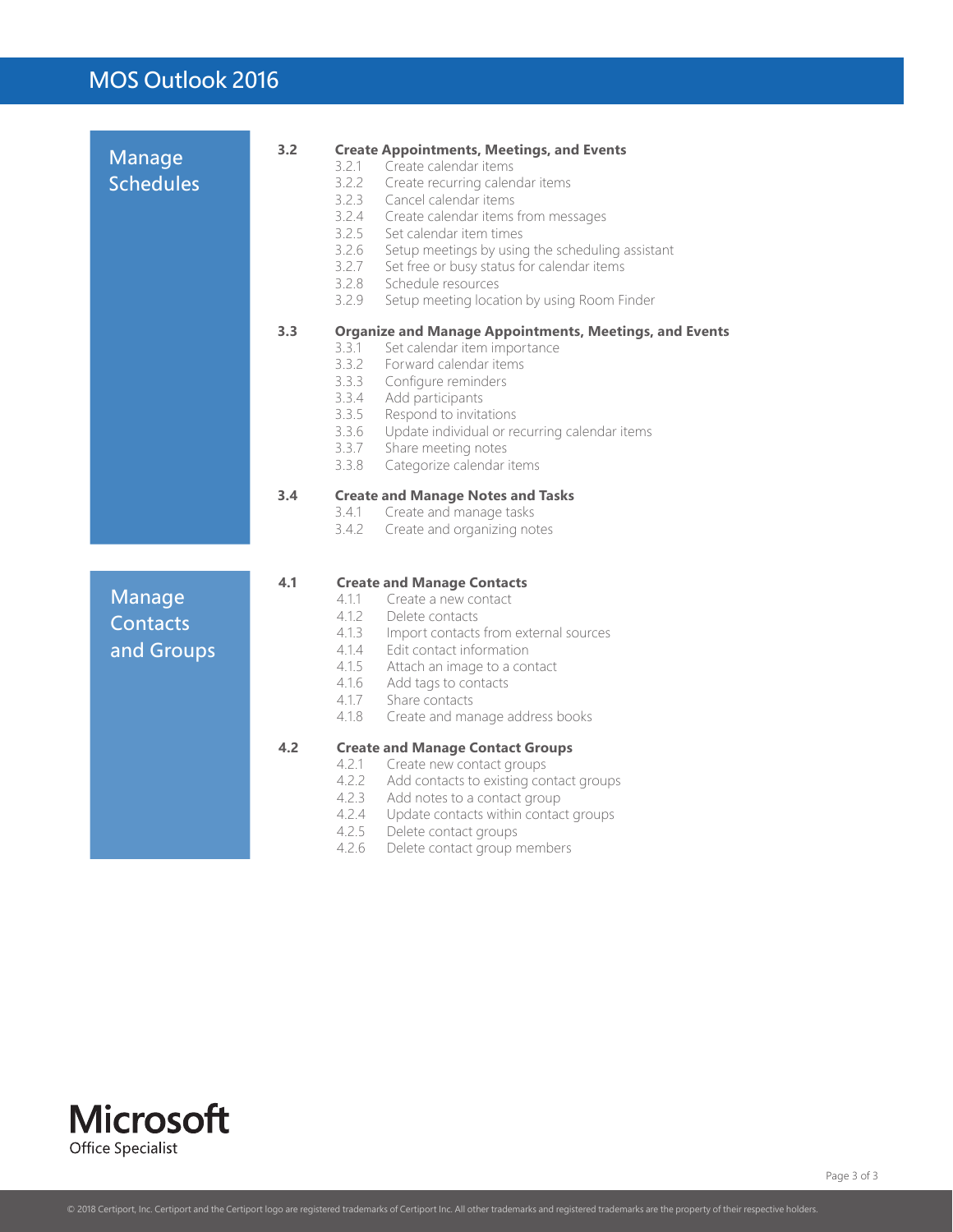# MOS Outlook 2016

## Manage Schedules

**3.2 Create Appointments, Meetings, and Events**

- 3.2.1 Create calendar items
- 3.2.2 Create recurring calendar items
- 3.2.3 Cancel calendar items
- 3.2.4 Create calendar items from messages
- 3.2.5 Set calendar item times
- 3.2.6 Setup meetings by using the scheduling assistant
- 3.2.7 Set free or busy status for calendar items
- 3.2.8 Schedule resources
- 3.2.9 Setup meeting location by using Room Finder

**3.3 Organize and Manage Appointments, Meetings, and Events**

- 3.3.1 Set calendar item importance
- 3.3.2 Forward calendar items
- 3.3.3 Configure reminders
- 3.3.4 Add participants
- 3.3.5 Respond to invitations
- 3.3.6 Update individual or recurring calendar items
- 3.3.7 Share meeting notes
- 3.3.8 Categorize calendar items

**3.4 Create and Manage Notes and Tasks**

- 3.4.1 Create and manage tasks
- 3.4.2 Create and organizing notes

## Manage Contacts and Groups

**4.1 Create and Manage Contacts**

- 4.1.1 Create a new contact
- 4.1.2 Delete contacts
- 4.1.3 Import contacts from external sources
- 4.1.4 Edit contact information
- 4.1.5 Attach an image to a contact
- 4.1.6 Add tags to contacts
- 4.1.7 Share contacts
- 4.1.8 Create and manage address books

**4.2 Create and Manage Contact Groups**

- 4.2.1 Create new contact groups
- 4.2.2 Add contacts to existing contact groups
- 4.2.3 Add notes to a contact group
- 4.2.4 Update contacts within contact groups
- 4.2.5 Delete contact groups
- 4.2.6 Delete contact group members

Microsoft
Office Specialist

© 2018 Certiport, Inc. Certiport and the Certiport logo are registered trademarks of Certiport Inc. All other trademarks and registered trademarks are the property of their respective holders.